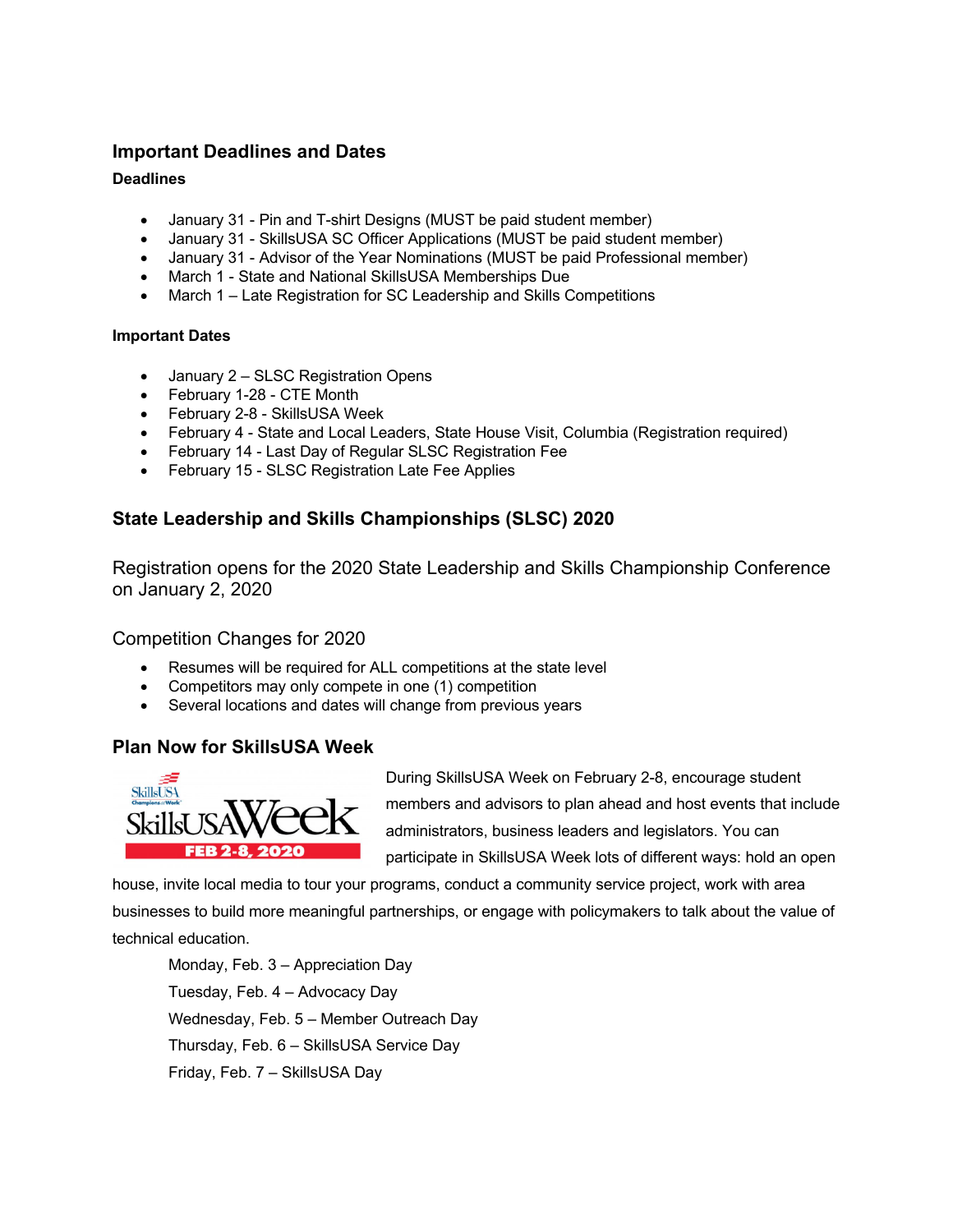## Important Deadlines and Dates

#### Deadlines

- January 31 - Pin and T-shirt Designs (MUST be paid student member)
- January 31 - SkillsUSA SC Officer Applications (MUST be paid student member)
- January 31 - Advisor of the Year Nominations (MUST be paid Professional member)
- March 1 - State and National SkillsUSA Memberships Due
- March 1 – Late Registration for SC Leadership and Skills Competitions

#### Important Dates

- January 2 – SLSC Registration Opens
- February 1-28 - CTE Month
- February 2-8 - SkillsUSA Week
- February 4 - State and Local Leaders, State House Visit, Columbia (Registration required)
- February 14 - Last Day of Regular SLSC Registration Fee
- February 15 - SLSC Registration Late Fee Applies

## State Leadership and Skills Championships (SLSC) 2020

Registration opens for the 2020 State Leadership and Skills Championship Conference on January 2, 2020

### Competition Changes for 2020

- Resumes will be required for ALL competitions at the state level
- Competitors may only compete in one (1) competition
- Several locations and dates will change from previous years

## Plan Now for SkillsUSA Week

During SkillsUSA Week on February 2-8, encourage student members and advisors to plan ahead and host events that include administrators, business leaders and legislators. You can participate in SkillsUSA Week lots of different ways: hold an open house, invite local media to tour your programs, conduct a community service project, work with area businesses to build more meaningful partnerships, or engage with policymakers to talk about the value of technical education.

Monday, Feb. 3 – Appreciation Day
Tuesday, Feb. 4 – Advocacy Day
Wednesday, Feb. 5 – Member Outreach Day
Thursday, Feb. 6 – SkillsUSA Service Day
Friday, Feb. 7 – SkillsUSA Day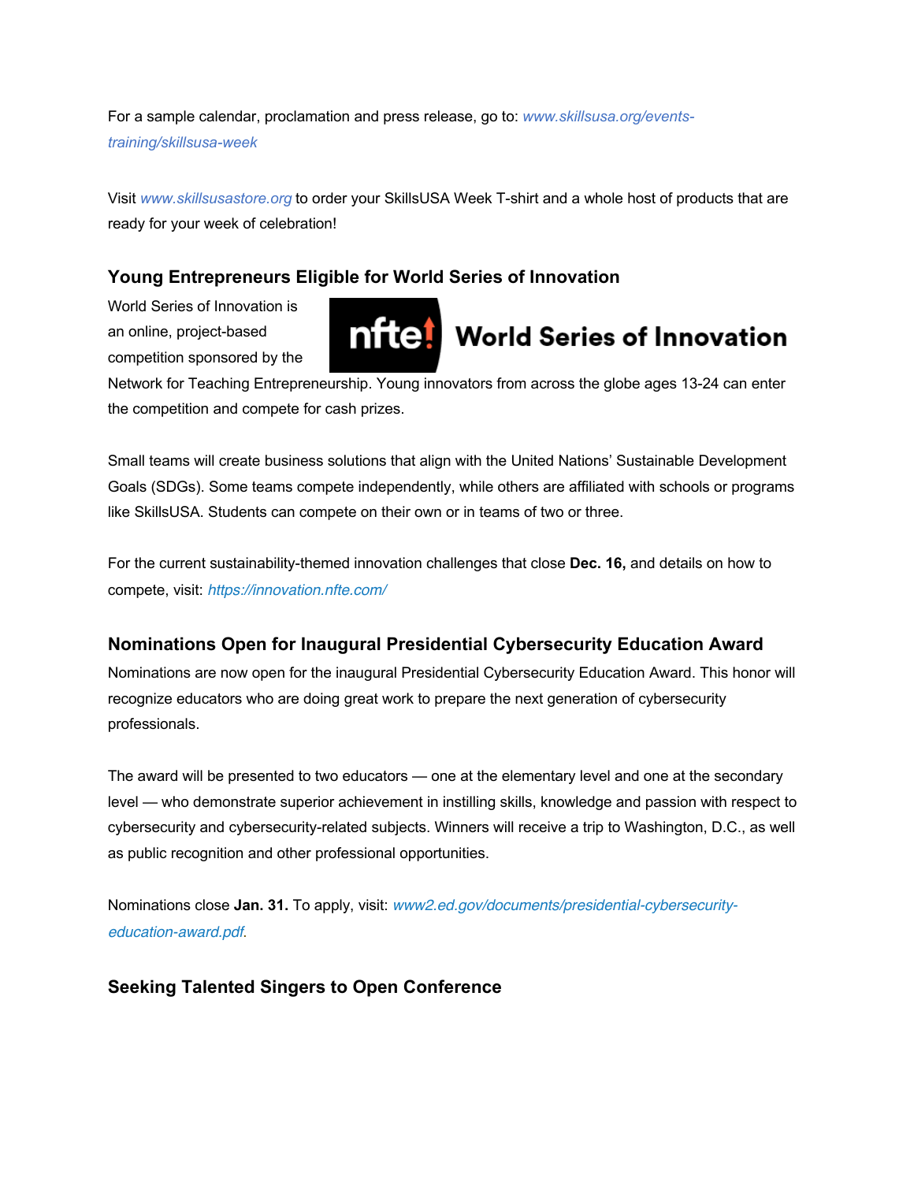For a sample calendar, proclamation and press release, go to: *www.skillsusa.org/events-training/skillsusa-week*

Visit *www.skillsusastore.org* to order your SkillsUSA Week T-shirt and a whole host of products that are ready for your week of celebration!

### Young Entrepreneurs Eligible for World Series of Innovation

World Series of Innovation is an online, project-based competition sponsored by the Network for Teaching Entrepreneurship. Young innovators from across the globe ages 13-24 can enter the competition and compete for cash prizes.

Small teams will create business solutions that align with the United Nations' Sustainable Development Goals (SDGs). Some teams compete independently, while others are affiliated with schools or programs like SkillsUSA. Students can compete on their own or in teams of two or three.

For the current sustainability-themed innovation challenges that close **Dec. 16,** and details on how to compete, visit: *https://innovation.nfte.com/*

### Nominations Open for Inaugural Presidential Cybersecurity Education Award

Nominations are now open for the inaugural Presidential Cybersecurity Education Award. This honor will recognize educators who are doing great work to prepare the next generation of cybersecurity professionals.

The award will be presented to two educators — one at the elementary level and one at the secondary level — who demonstrate superior achievement in instilling skills, knowledge and passion with respect to cybersecurity and cybersecurity-related subjects. Winners will receive a trip to Washington, D.C., as well as public recognition and other professional opportunities.

Nominations close **Jan. 31.** To apply, visit: *www2.ed.gov/documents/presidential-cybersecurity-education-award.pdf.*

### Seeking Talented Singers to Open Conference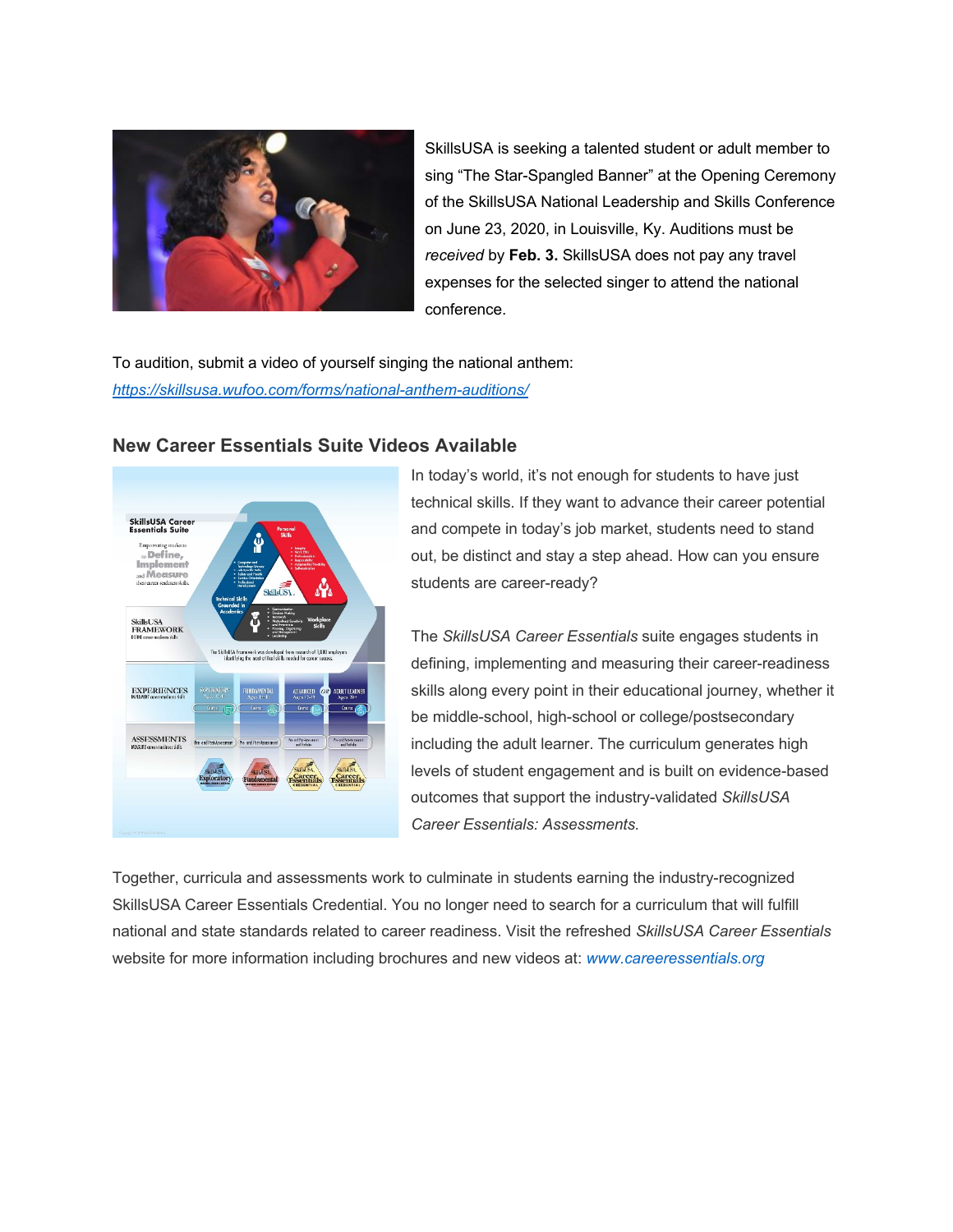SkillsUSA is seeking a talented student or adult member to sing "The Star-Spangled Banner" at the Opening Ceremony of the SkillsUSA National Leadership and Skills Conference on June 23, 2020, in Louisville, Ky. Auditions must be *received* by **Feb. 3.** SkillsUSA does not pay any travel expenses for the selected singer to attend the national conference.

To audition, submit a video of yourself singing the national anthem:
[https://skillsusa.wufoo.com/forms/national-anthem-auditions/](https://skillsusa.wufoo.com/forms/national-anthem-auditions/)

### New Career Essentials Suite Videos Available

In today's world, it's not enough for students to have just technical skills. If they want to advance their career potential and compete in today's job market, students need to stand out, be distinct and stay a step ahead. How can you ensure students are career-ready?

The *SkillsUSA Career Essentials* suite engages students in defining, implementing and measuring their career-readiness skills along every point in their educational journey, whether it be middle-school, high-school or college/postsecondary including the adult learner. The curriculum generates high levels of student engagement and is built on evidence-based outcomes that support the industry-validated *SkillsUSA Career Essentials: Assessments.*

Together, curricula and assessments work to culminate in students earning the industry-recognized SkillsUSA Career Essentials Credential. You no longer need to search for a curriculum that will fulfill national and state standards related to career readiness. Visit the refreshed *SkillsUSA Career Essentials* website for more information including brochures and new videos at: [www.careeressentials.org](http://www.careeressentials.org)